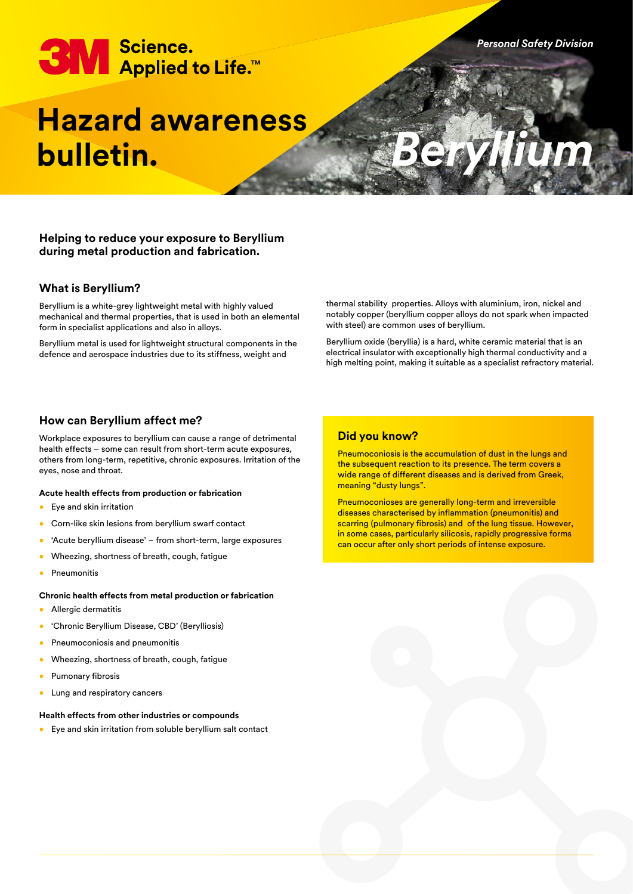3M Science. Applied to Life.™

*Personal Safety Division*

# Hazard awareness bulletin.

# *Beryllium*

**Helping to reduce your exposure to Beryllium during metal production and fabrication.**

## What is Beryllium?

Beryllium is a white-grey lightweight metal with highly valued mechanical and thermal properties, that is used in both an elemental form in specialist applications and also in alloys.

Beryllium metal is used for lightweight structural components in the defence and aerospace industries due to its stiffness, weight and thermal stability properties. Alloys with aluminium, iron, nickel and notably copper (beryllium copper alloys do not spark when impacted with steel) are common uses of beryllium.

Beryllium oxide (beryllia) is a hard, white ceramic material that is an electrical insulator with exceptionally high thermal conductivity and a high melting point, making it suitable as a specialist refractory material.

## How can Beryllium affect me?

Workplace exposures to beryllium can cause a range of detrimental health effects – some can result from short-term acute exposures, others from long-term, repetitive, chronic exposures. Irritation of the eyes, nose and throat.

**Acute health effects from production or fabrication**

- Eye and skin irritation
- Corn-like skin lesions from beryllium swarf contact
- 'Acute beryllium disease' – from short-term, large exposures
- Wheezing, shortness of breath, cough, fatigue
- Pneumonitis

**Chronic health effects from metal production or fabrication**

- Allergic dermatitis
- 'Chronic Beryllium Disease, CBD' (Berylliosis)
- Pneumoconiosis and pneumonitis
- Wheezing, shortness of breath, cough, fatigue
- Pumonary fibrosis
- Lung and respiratory cancers

**Health effects from other industries or compounds**

- Eye and skin irritation from soluble beryllium salt contact

### Did you know?

Pneumoconiosis is the accumulation of dust in the lungs and the subsequent reaction to its presence. The term covers a wide range of different diseases and is derived from Greek, meaning "dusty lungs".

Pneumoconioses are generally long-term and irreversible diseases characterised by inflammation (pneumonitis) and scarring (pulmonary fibrosis) and of the lung tissue. However, in some cases, particularly silicosis, rapidly progressive forms can occur after only short periods of intense exposure.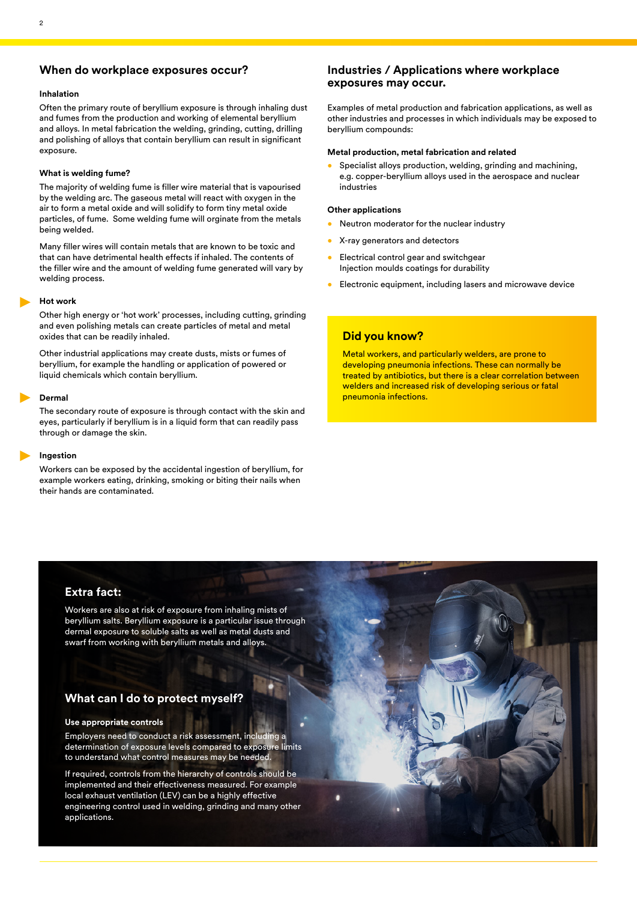## When do workplace exposures occur?

**Inhalation**

Often the primary route of beryllium exposure is through inhaling dust and fumes from the production and working of elemental beryllium and alloys. In metal fabrication the welding, grinding, cutting, drilling and polishing of alloys that contain beryllium can result in significant exposure.

**What is welding fume?**

The majority of welding fume is filler wire material that is vapourised by the welding arc. The gaseous metal will react with oxygen in the air to form a metal oxide and will solidify to form tiny metal oxide particles, of fume. Some welding fume will orginate from the metals being welded.

Many filler wires will contain metals that are known to be toxic and that can have detrimental health effects if inhaled. The contents of the filler wire and the amount of welding fume generated will vary by welding process.

**Hot work**

Other high energy or 'hot work' processes, including cutting, grinding and even polishing metals can create particles of metal and metal oxides that can be readily inhaled.

Other industrial applications may create dusts, mists or fumes of beryllium, for example the handling or application of powered or liquid chemicals which contain beryllium.

**Dermal**

The secondary route of exposure is through contact with the skin and eyes, particularly if beryllium is in a liquid form that can readily pass through or damage the skin.

**Ingestion**

Workers can be exposed by the accidental ingestion of beryllium, for example workers eating, drinking, smoking or biting their nails when their hands are contaminated.

## Industries / Applications where workplace exposures may occur.

Examples of metal production and fabrication applications, as well as other industries and processes in which individuals may be exposed to beryllium compounds:

**Metal production, metal fabrication and related**

- Specialist alloys production, welding, grinding and machining, e.g. copper-beryllium alloys used in the aerospace and nuclear industries

**Other applications**

- Neutron moderator for the nuclear industry
- X-ray generators and detectors
- Electrical control gear and switchgear
  Injection moulds coatings for durability
- Electronic equipment, including lasers and microwave device

### Did you know?

Metal workers, and particularly welders, are prone to developing pneumonia infections. These can normally be treated by antibiotics, but there is a clear correlation between welders and increased risk of developing serious or fatal pneumonia infections.

### Extra fact:

Workers are also at risk of exposure from inhaling mists of beryllium salts. Beryllium exposure is a particular issue through dermal exposure to soluble salts as well as metal dusts and swarf from working with beryllium metals and alloys.

### What can I do to protect myself?

**Use appropriate controls**

Employers need to conduct a risk assessment, including a determination of exposure levels compared to exposure limits to understand what control measures may be needed.

If required, controls from the hierarchy of controls should be implemented and their effectiveness measured. For example local exhaust ventilation (LEV) can be a highly effective engineering control used in welding, grinding and many other applications.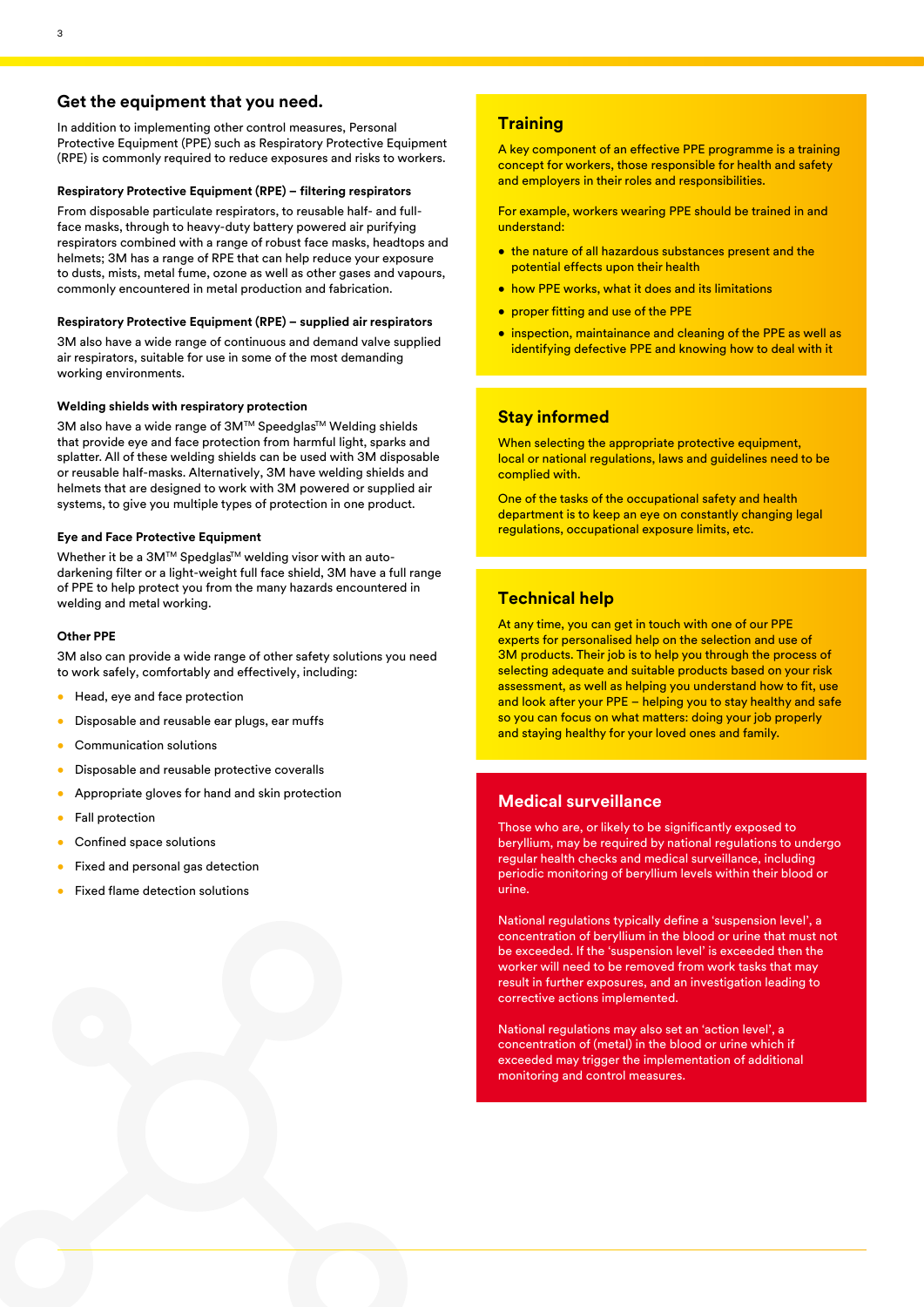## Get the equipment that you need.

In addition to implementing other control measures, Personal Protective Equipment (PPE) such as Respiratory Protective Equipment (RPE) is commonly required to reduce exposures and risks to workers.

### Respiratory Protective Equipment (RPE) – filtering respirators

From disposable particulate respirators, to reusable half- and full-face masks, through to heavy-duty battery powered air purifying respirators combined with a range of robust face masks, headtops and helmets; 3M has a range of RPE that can help reduce your exposure to dusts, mists, metal fume, ozone as well as other gases and vapours, commonly encountered in metal production and fabrication.

### Respiratory Protective Equipment (RPE) – supplied air respirators

3M also have a wide range of continuous and demand valve supplied air respirators, suitable for use in some of the most demanding working environments.

### Welding shields with respiratory protection

3M also have a wide range of 3M™ Speedglas™ Welding shields that provide eye and face protection from harmful light, sparks and splatter. All of these welding shields can be used with 3M disposable or reusable half-masks. Alternatively, 3M have welding shields and helmets that are designed to work with 3M powered or supplied air systems, to give you multiple types of protection in one product.

### Eye and Face Protective Equipment

Whether it be a 3M™ Spedglas™ welding visor with an auto-darkening filter or a light-weight full face shield, 3M have a full range of PPE to help protect you from the many hazards encountered in welding and metal working.

### Other PPE

3M also can provide a wide range of other safety solutions you need to work safely, comfortably and effectively, including:

- Head, eye and face protection
- Disposable and reusable ear plugs, ear muffs
- Communication solutions
- Disposable and reusable protective coveralls
- Appropriate gloves for hand and skin protection
- Fall protection
- Confined space solutions
- Fixed and personal gas detection
- Fixed flame detection solutions

## Training

A key component of an effective PPE programme is a training concept for workers, those responsible for health and safety and employers in their roles and responsibilities.

For example, workers wearing PPE should be trained in and understand:

- the nature of all hazardous substances present and the potential effects upon their health
- how PPE works, what it does and its limitations
- proper fitting and use of the PPE
- inspection, maintainance and cleaning of the PPE as well as identifying defective PPE and knowing how to deal with it

## Stay informed

When selecting the appropriate protective equipment, local or national regulations, laws and guidelines need to be complied with.

One of the tasks of the occupational safety and health department is to keep an eye on constantly changing legal regulations, occupational exposure limits, etc.

## Technical help

At any time, you can get in touch with one of our PPE experts for personalised help on the selection and use of 3M products. Their job is to help you through the process of selecting adequate and suitable products based on your risk assessment, as well as helping you understand how to fit, use and look after your PPE – helping you to stay healthy and safe so you can focus on what matters: doing your job properly and staying healthy for your loved ones and family.

## Medical surveillance

Those who are, or likely to be significantly exposed to beryllium, may be required by national regulations to undergo regular health checks and medical surveillance, including periodic monitoring of beryllium levels within their blood or urine.

National regulations typically define a 'suspension level', a concentration of beryllium in the blood or urine that must not be exceeded. If the 'suspension level' is exceeded then the worker will need to be removed from work tasks that may result in further exposures, and an investigation leading to corrective actions implemented.

National regulations may also set an 'action level', a concentration of (metal) in the blood or urine which if exceeded may trigger the implementation of additional monitoring and control measures.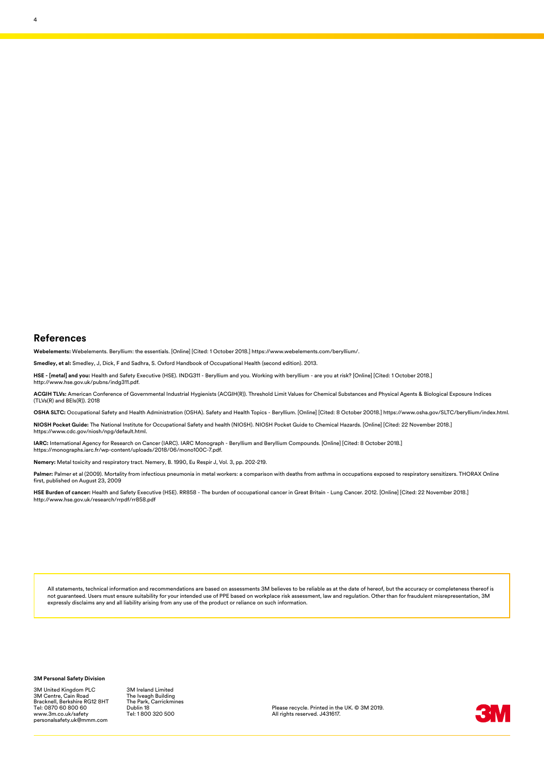## References

**Webelements:** Webelements. Beryllium: the essentials. [Online] [Cited: 1 October 2018.] https://www.webelements.com/beryllium/.

**Smedley, et al:** Smedley, J, Dick, F and Sadhra, S. Oxford Handbook of Occupational Health (second edition). 2013.

**HSE - [metal] and you:** Health and Safety Executive (HSE). INDG311 - Beryllium and you. Working with beryllium - are you at risk? [Online] [Cited: 1 October 2018.] http://www.hse.gov.uk/pubns/indg311.pdf.

**ACGIH TLVs:** American Conference of Governmental Industrial Hygienists (ACGIH(R)). Threshold Limit Values for Chemical Substances and Physical Agents & Biological Exposure Indices (TLVs(R) and BEIs(R)). 2018

**OSHA SLTC:** Occupational Safety and Health Administration (OSHA). Safety and Health Topics - Beryllium. [Online] [Cited: 8 October 20018.] https://www.osha.gov/SLTC/beryllium/index.html.

**NIOSH Pocket Guide:** The National Institute for Occupational Safety and health (NIOSH). NIOSH Pocket Guide to Chemical Hazards. [Online] [Cited: 22 November 2018.] https://www.cdc.gov/niosh/npg/default.html.

**IARC:** International Agency for Research on Cancer (IARC). IARC Monograph - Beryllium and Beryllium Compounds. [Online] [Cited: 8 October 2018.] https://monographs.iarc.fr/wp-content/uploads/2018/06/mono100C-7.pdf.

**Nemery:** Metal toxicity and respiratory tract. Nemery, B. 1990, Eu Respir J, Vol. 3, pp. 202-219.

**Palmer:** Palmer et al (2009). Mortality from infectious pneumonia in metal workers: a comparison with deaths from asthma in occupations exposed to respiratory sensitizers. THORAX Online first, published on August 23, 2009

**HSE Burden of cancer:** Health and Safety Executive (HSE). RR858 - The burden of occupational cancer in Great Britain - Lung Cancer. 2012. [Online] [Cited: 22 November 2018.] http://www.hse.gov.uk/research/rrpdf/rr858.pdf

All statements, technical information and recommendations are based on assessments 3M believes to be reliable as at the date of hereof, but the accuracy or completeness thereof is not guaranteed. Users must ensure suitability for your intended use of PPE based on workplace risk assessment, law and regulation. Other than for fraudulent misrepresentation, 3M expressly disclaims any and all liability arising from any use of the product or reliance on such information.

**3M Personal Safety Division**

3M United Kingdom PLC
3M Centre, Cain Road
Bracknell, Berkshire RG12 8HT
Tel: 0870 60 800 60
www.3m.co.uk/safety
personalsafety.uk@mmm.com

3M Ireland Limited
The Iveagh Building
The Park, Carrickmines
Dublin 18
Tel: 1 800 320 500

Please recycle. Printed in the UK. © 3M 2019.
All rights reserved. J431617.